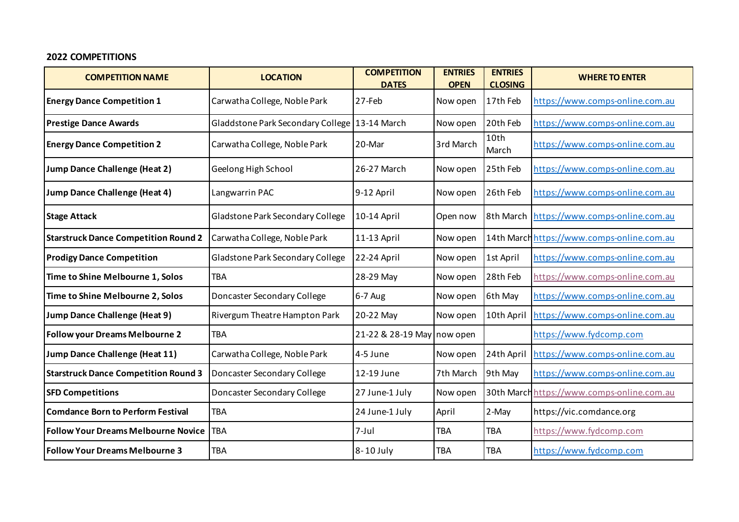**2022 COMPETITIONS**

| COMPETITION NAME | LOCATION | COMPETITION DATES | ENTRIES OPEN | ENTRIES CLOSING | WHERE TO ENTER |
|---|---|---|---|---|---|
| **Energy Dance Competition 1** | Carwatha College, Noble Park | 27-Feb | Now open | 17th Feb | https://www.comps-online.com.au |
| **Prestige Dance Awards** | Gladdstone Park Secondary College | 13-14 March | Now open | 20th Feb | https://www.comps-online.com.au |
| **Energy Dance Competition 2** | Carwatha College, Noble Park | 20-Mar | 3rd March | 10th March | https://www.comps-online.com.au |
| **Jump Dance Challenge (Heat 2)** | Geelong High School | 26-27 March | Now open | 25th Feb | https://www.comps-online.com.au |
| **Jump Dance Challenge (Heat 4)** | Langwarrin PAC | 9-12 April | Now open | 26th Feb | https://www.comps-online.com.au |
| **Stage Attack** | Gladstone Park Secondary College | 10-14 April | Open now | 8th March | https://www.comps-online.com.au |
| **Starstruck Dance Competition Round 2** | Carwatha College, Noble Park | 11-13 April | Now open | 14th March | https://www.comps-online.com.au |
| **Prodigy Dance Competition** | Gladstone Park Secondary College | 22-24 April | Now open | 1st April | https://www.comps-online.com.au |
| **Time to Shine Melbourne 1, Solos** | TBA | 28-29 May | Now open | 28th Feb | https://www.comps-online.com.au |
| **Time to Shine Melbourne 2, Solos** | Doncaster Secondary College | 6-7 Aug | Now open | 6th May | https://www.comps-online.com.au |
| **Jump Dance Challenge (Heat 9)** | Rivergum Theatre Hampton Park | 20-22 May | Now open | 10th April | https://www.comps-online.com.au |
| **Follow your Dreams Melbourne 2** | TBA | 21-22 & 28-19 May | now open | | https://www.fydcomp.com |
| **Jump Dance Challenge (Heat 11)** | Carwatha College, Noble Park | 4-5 June | Now open | 24th April | https://www.comps-online.com.au |
| **Starstruck Dance Competition Round 3** | Doncaster Secondary College | 12-19 June | 7th March | 9th May | https://www.comps-online.com.au |
| **SFD Competitions** | Doncaster Secondary College | 27 June-1 July | Now open | 30th March | https://www.comps-online.com.au |
| **Comdance Born to Perform Festival** | TBA | 24 June-1 July | April | 2-May | https://vic.comdance.org |
| **Follow Your Dreams Melbourne Novice** | TBA | 7-Jul | TBA | TBA | https://www.fydcomp.com |
| **Follow Your Dreams Melbourne 3** | TBA | 8-10 July | TBA | TBA | https://www.fydcomp.com |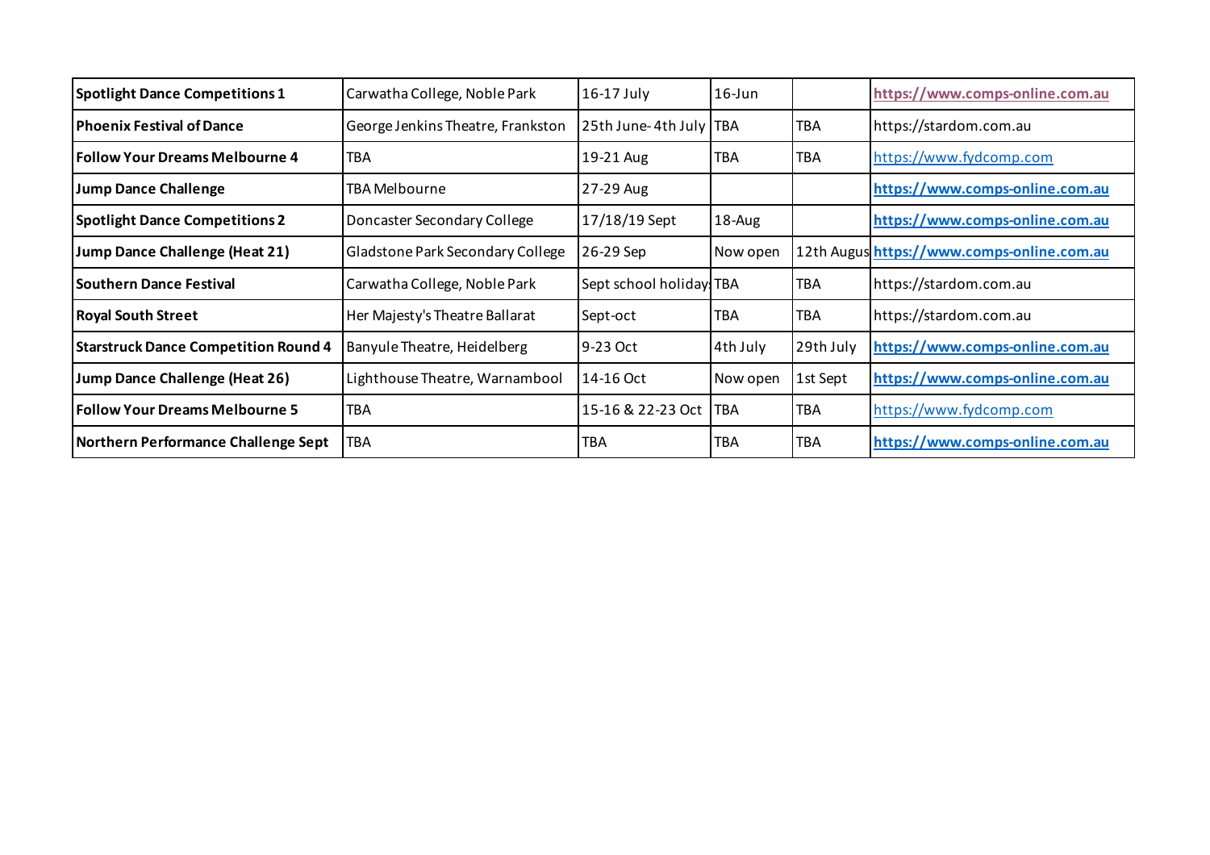| | | | | | |
|---|---|---|---|---|---|
| **Spotlight Dance Competitions 1** | Carwatha College, Noble Park | 16-17 July | 16-Jun | | **https://www.comps-online.com.au** |
| **Phoenix Festival of Dance** | George Jenkins Theatre, Frankston | 25th June- 4th July | TBA | TBA | https://stardom.com.au |
| **Follow Your Dreams Melbourne 4** | TBA | 19-21 Aug | TBA | TBA | https://www.fydcomp.com |
| **Jump Dance Challenge** | TBA Melbourne | 27-29 Aug | | | **https://www.comps-online.com.au** |
| **Spotlight Dance Competitions 2** | Doncaster Secondary College | 17/18/19 Sept | 18-Aug | | **https://www.comps-online.com.au** |
| **Jump Dance Challenge (Heat 21)** | Gladstone Park Secondary College | 26-29 Sep | Now open | 12th Augus | **https://www.comps-online.com.au** |
| **Southern Dance Festival** | Carwatha College, Noble Park | Sept school holiday | TBA | TBA | https://stardom.com.au |
| **Royal South Street** | Her Majesty's Theatre Ballarat | Sept-oct | TBA | TBA | https://stardom.com.au |
| **Starstruck Dance Competition Round 4** | Banyule Theatre, Heidelberg | 9-23 Oct | 4th July | 29th July | **https://www.comps-online.com.au** |
| **Jump Dance Challenge (Heat 26)** | Lighthouse Theatre, Warnambool | 14-16 Oct | Now open | 1st Sept | **https://www.comps-online.com.au** |
| **Follow Your Dreams Melbourne 5** | TBA | 15-16 & 22-23 Oct | TBA | TBA | https://www.fydcomp.com |
| **Northern Performance Challenge Sept** | TBA | TBA | TBA | TBA | **https://www.comps-online.com.au** |